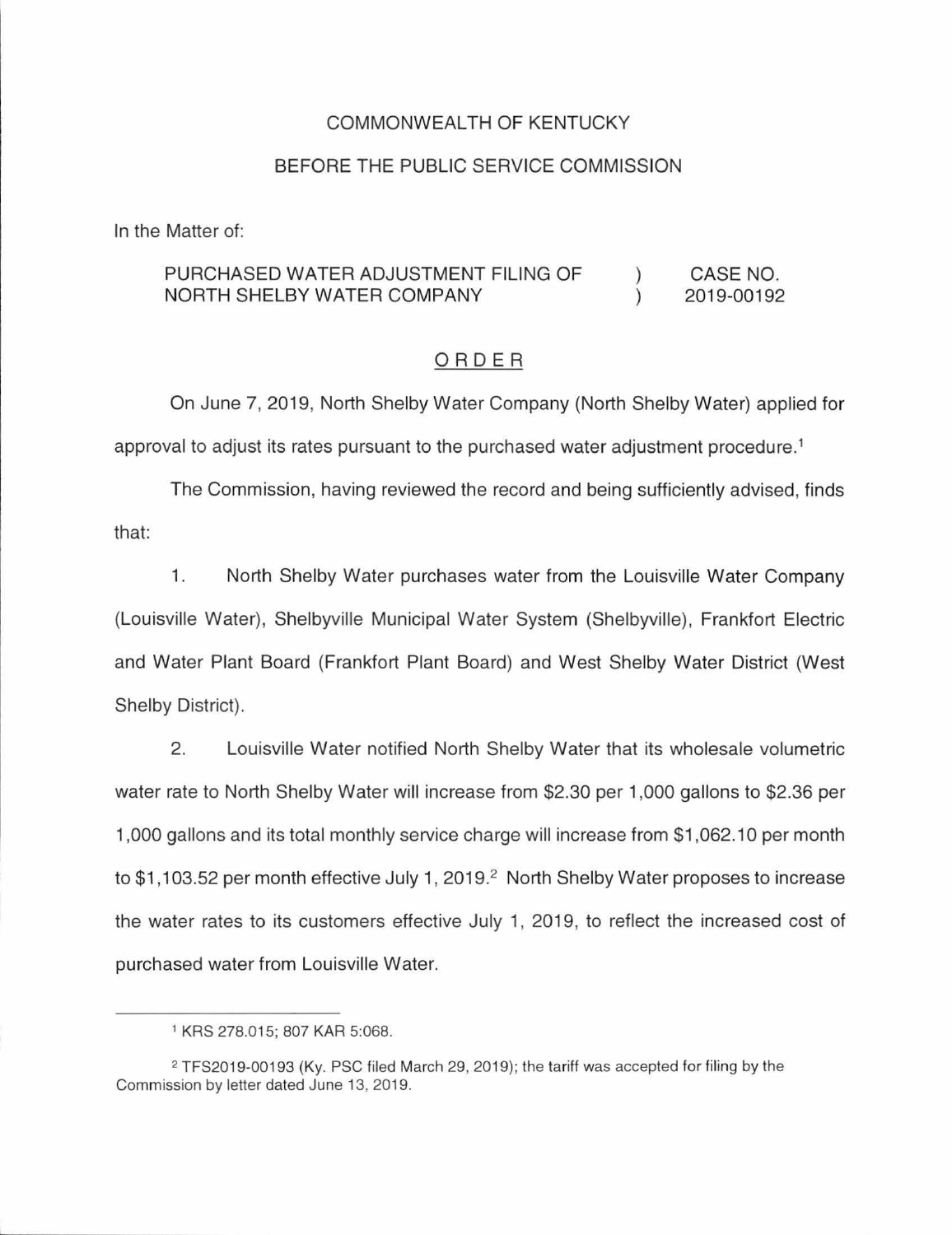COMMONWEALTH OF KENTUCKY

BEFORE THE PUBLIC SERVICE COMMISSION

In the Matter of:

| | | |
|---|---|---|
| PURCHASED WATER ADJUSTMENT FILING OF NORTH SHELBY WATER COMPANY | ) ) | CASE NO. 2019-00192 |

ORDER

On June 7, 2019, North Shelby Water Company (North Shelby Water) applied for approval to adjust its rates pursuant to the purchased water adjustment procedure.[1]

The Commission, having reviewed the record and being sufficiently advised, finds that:

1. North Shelby Water purchases water from the Louisville Water Company (Louisville Water), Shelbyville Municipal Water System (Shelbyville), Frankfort Electric and Water Plant Board (Frankfort Plant Board) and West Shelby Water District (West Shelby District).

2. Louisville Water notified North Shelby Water that its wholesale volumetric water rate to North Shelby Water will increase from $2.30 per 1,000 gallons to $2.36 per 1,000 gallons and its total monthly service charge will increase from $1,062.10 per month to $1,103.52 per month effective July 1, 2019.[2] North Shelby Water proposes to increase the water rates to its customers effective July 1, 2019, to reflect the increased cost of purchased water from Louisville Water.

---

[1] KRS 278.015; 807 KAR 5:068.

[2] TFS2019-00193 (Ky. PSC filed March 29, 2019); the tariff was accepted for filing by the Commission by letter dated June 13, 2019.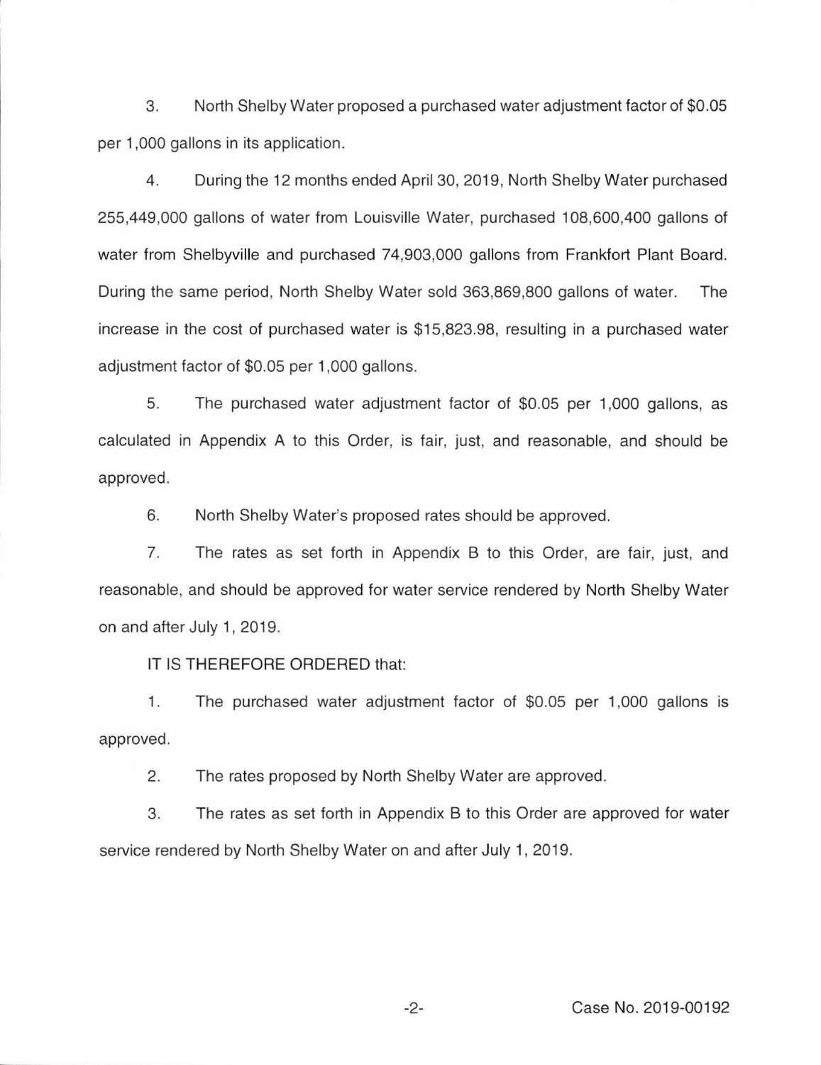3. North Shelby Water proposed a purchased water adjustment factor of $0.05 per 1,000 gallons in its application.

4. During the 12 months ended April 30, 2019, North Shelby Water purchased 255,449,000 gallons of water from Louisville Water, purchased 108,600,400 gallons of water from Shelbyville and purchased 74,903,000 gallons from Frankfort Plant Board. During the same period, North Shelby Water sold 363,869,800 gallons of water. The increase in the cost of purchased water is $15,823.98, resulting in a purchased water adjustment factor of $0.05 per 1,000 gallons.

5. The purchased water adjustment factor of $0.05 per 1,000 gallons, as calculated in Appendix A to this Order, is fair, just, and reasonable, and should be approved.

6. North Shelby Water's proposed rates should be approved.

7. The rates as set forth in Appendix B to this Order, are fair, just, and reasonable, and should be approved for water service rendered by North Shelby Water on and after July 1, 2019.

IT IS THEREFORE ORDERED that:

1. The purchased water adjustment factor of $0.05 per 1,000 gallons is approved.

2. The rates proposed by North Shelby Water are approved.

3. The rates as set forth in Appendix B to this Order are approved for water service rendered by North Shelby Water on and after July 1, 2019.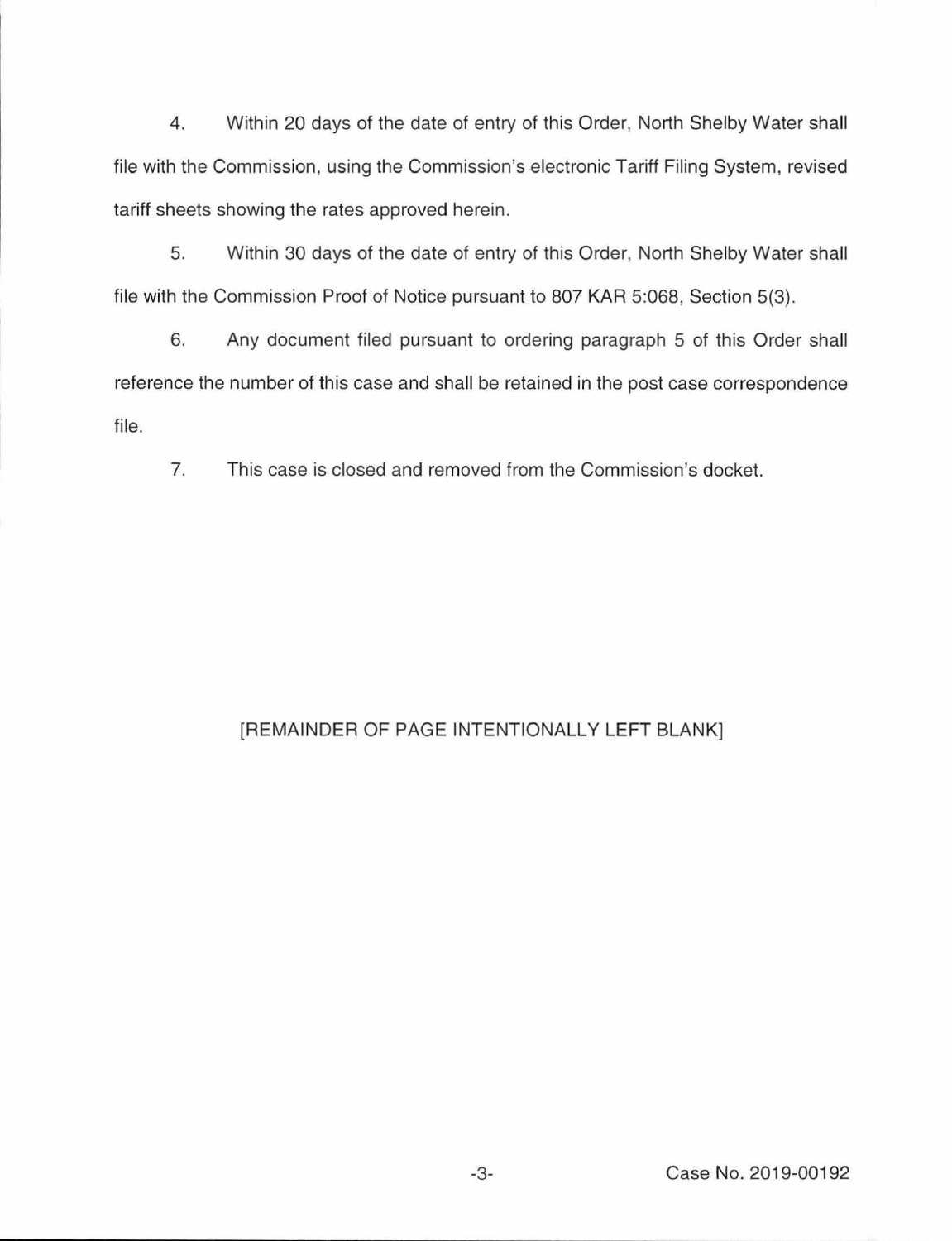4. Within 20 days of the date of entry of this Order, North Shelby Water shall file with the Commission, using the Commission's electronic Tariff Filing System, revised tariff sheets showing the rates approved herein.

5. Within 30 days of the date of entry of this Order, North Shelby Water shall file with the Commission Proof of Notice pursuant to 807 KAR 5:068, Section 5(3).

6. Any document filed pursuant to ordering paragraph 5 of this Order shall reference the number of this case and shall be retained in the post case correspondence file.

7. This case is closed and removed from the Commission's docket.

[REMAINDER OF PAGE INTENTIONALLY LEFT BLANK]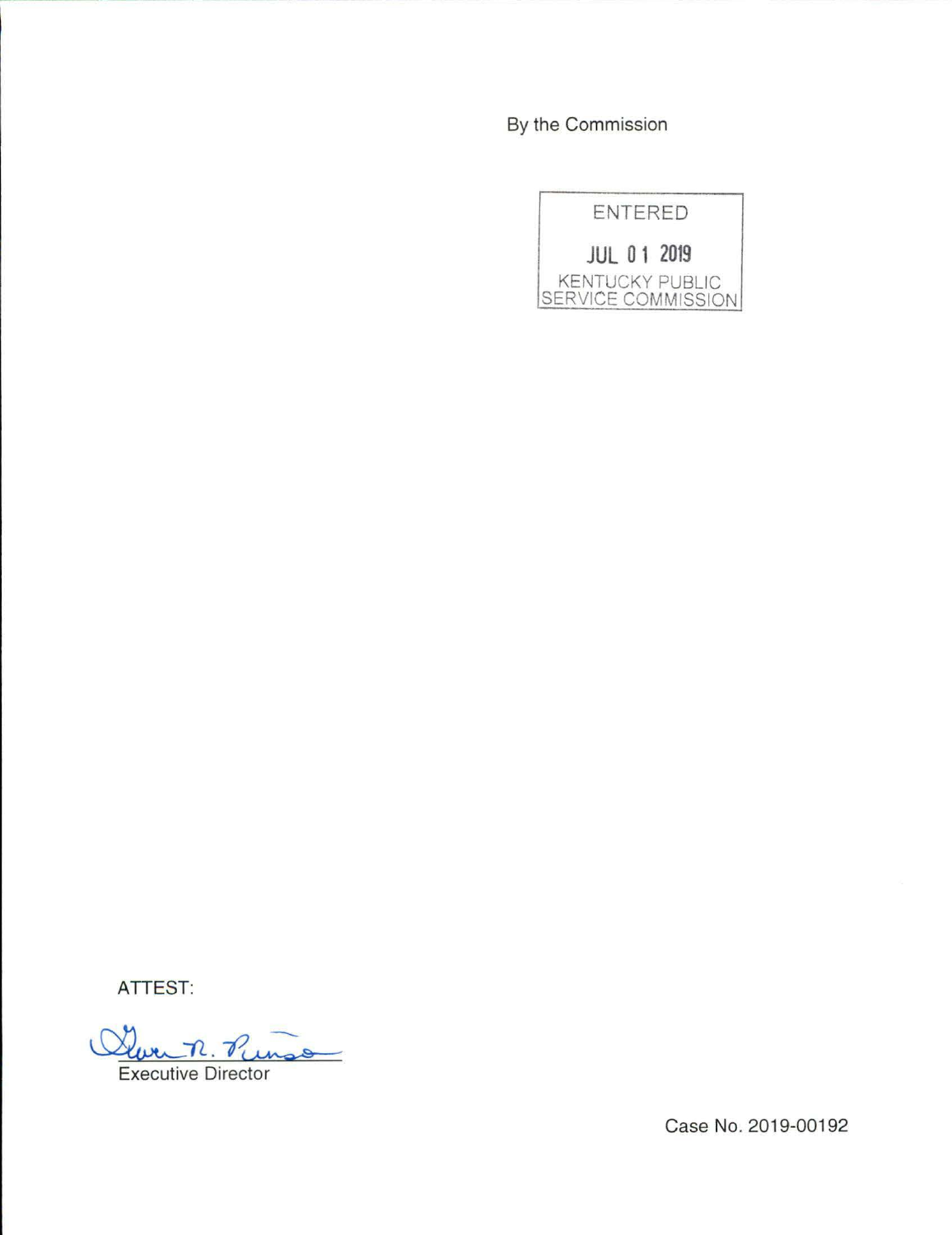By the Commission

ENTERED

JUL 01 2019

KENTUCKY PUBLIC SERVICE COMMISSION

ATTEST:

Executive Director

Case No. 2019-00192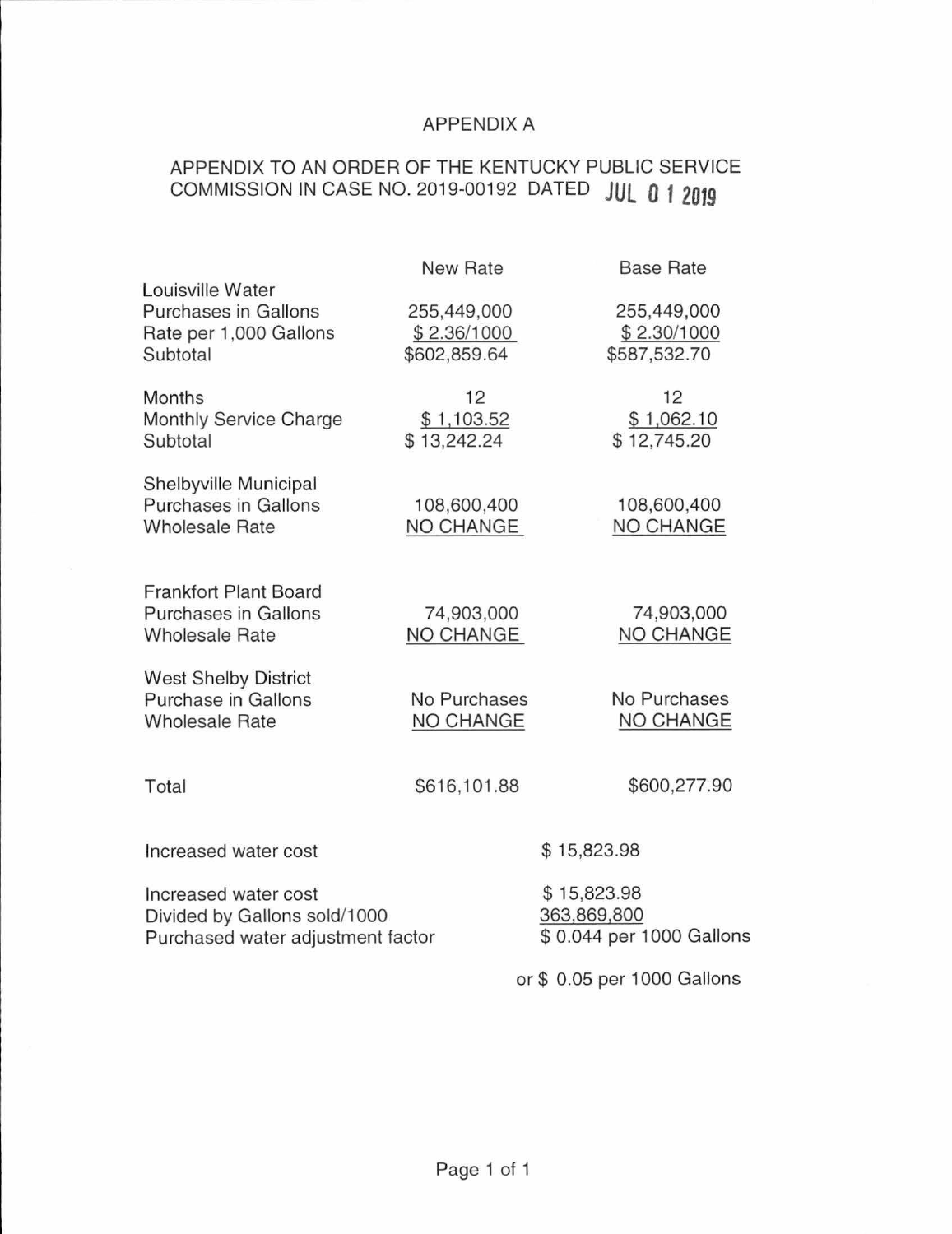APPENDIX A

APPENDIX TO AN ORDER OF THE KENTUCKY PUBLIC SERVICE COMMISSION IN CASE NO. 2019-00192 DATED JUL 01 2019

| | New Rate | Base Rate |
|---|---|---|
| **Louisville Water** | | |
| Purchases in Gallons | 255,449,000 | 255,449,000 |
| Rate per 1,000 Gallons | $ 2.36/1000 | $ 2.30/1000 |
| Subtotal | $602,859.64 | $587,532.70 |
| | | |
| Months | 12 | 12 |
| Monthly Service Charge | $ 1,103.52 | $ 1,062.10 |
| Subtotal | $ 13,242.24 | $ 12,745.20 |
| | | |
| **Shelbyville Municipal** | | |
| Purchases in Gallons | 108,600,400 | 108,600,400 |
| Wholesale Rate | NO CHANGE | NO CHANGE |
| | | |
| **Frankfort Plant Board** | | |
| Purchases in Gallons | 74,903,000 | 74,903,000 |
| Wholesale Rate | NO CHANGE | NO CHANGE |
| | | |
| **West Shelby District** | | |
| Purchase in Gallons | No Purchases | No Purchases |
| Wholesale Rate | NO CHANGE | NO CHANGE |
| | | |
| Total | $616,101.88 | $600,277.90 |

| | |
|---|---|
| Increased water cost | $ 15,823.98 |
| | |
| Increased water cost | $ 15,823.98 |
| Divided by Gallons sold/1000 | 363,869,800 |
| Purchased water adjustment factor | $ 0.044 per 1000 Gallons |
| | or $ 0.05 per 1000 Gallons |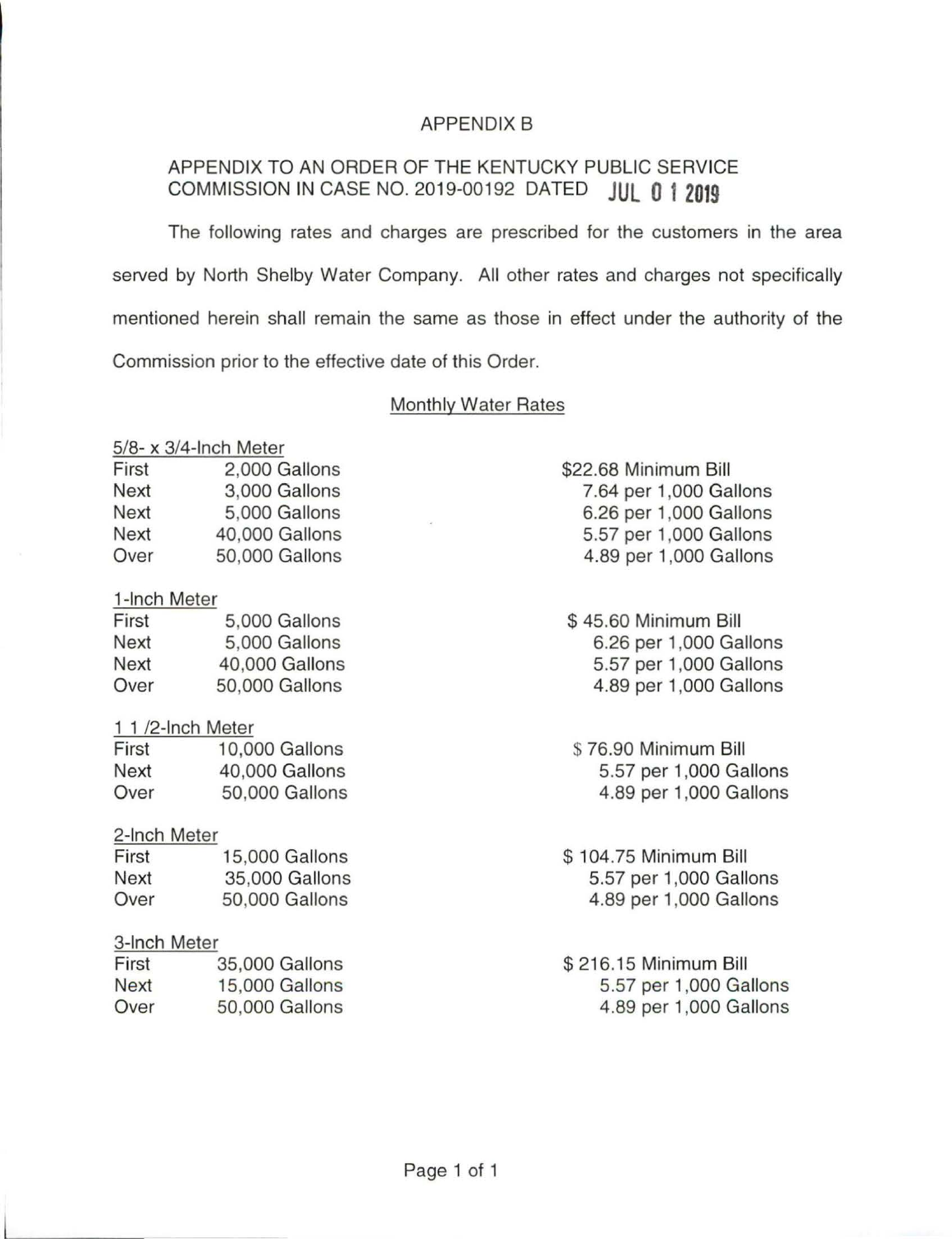# APPENDIX B

APPENDIX TO AN ORDER OF THE KENTUCKY PUBLIC SERVICE COMMISSION IN CASE NO. 2019-00192 DATED JUL 01 2019

The following rates and charges are prescribed for the customers in the area served by North Shelby Water Company. All other rates and charges not specifically mentioned herein shall remain the same as those in effect under the authority of the Commission prior to the effective date of this Order.

## Monthly Water Rates

**5/8- x 3/4-Inch Meter**

| | | |
|---|---|---|
| First | 2,000 Gallons | $22.68 Minimum Bill |
| Next | 3,000 Gallons | 7.64 per 1,000 Gallons |
| Next | 5,000 Gallons | 6.26 per 1,000 Gallons |
| Next | 40,000 Gallons | 5.57 per 1,000 Gallons |
| Over | 50,000 Gallons | 4.89 per 1,000 Gallons |

**1-Inch Meter**

| | | |
|---|---|---|
| First | 5,000 Gallons | $ 45.60 Minimum Bill |
| Next | 5,000 Gallons | 6.26 per 1,000 Gallons |
| Next | 40,000 Gallons | 5.57 per 1,000 Gallons |
| Over | 50,000 Gallons | 4.89 per 1,000 Gallons |

**1 1 /2-Inch Meter**

| | | |
|---|---|---|
| First | 10,000 Gallons | $ 76.90 Minimum Bill |
| Next | 40,000 Gallons | 5.57 per 1,000 Gallons |
| Over | 50,000 Gallons | 4.89 per 1,000 Gallons |

**2-Inch Meter**

| | | |
|---|---|---|
| First | 15,000 Gallons | $ 104.75 Minimum Bill |
| Next | 35,000 Gallons | 5.57 per 1,000 Gallons |
| Over | 50,000 Gallons | 4.89 per 1,000 Gallons |

**3-Inch Meter**

| | | |
|---|---|---|
| First | 35,000 Gallons | $ 216.15 Minimum Bill |
| Next | 15,000 Gallons | 5.57 per 1,000 Gallons |
| Over | 50,000 Gallons | 4.89 per 1,000 Gallons |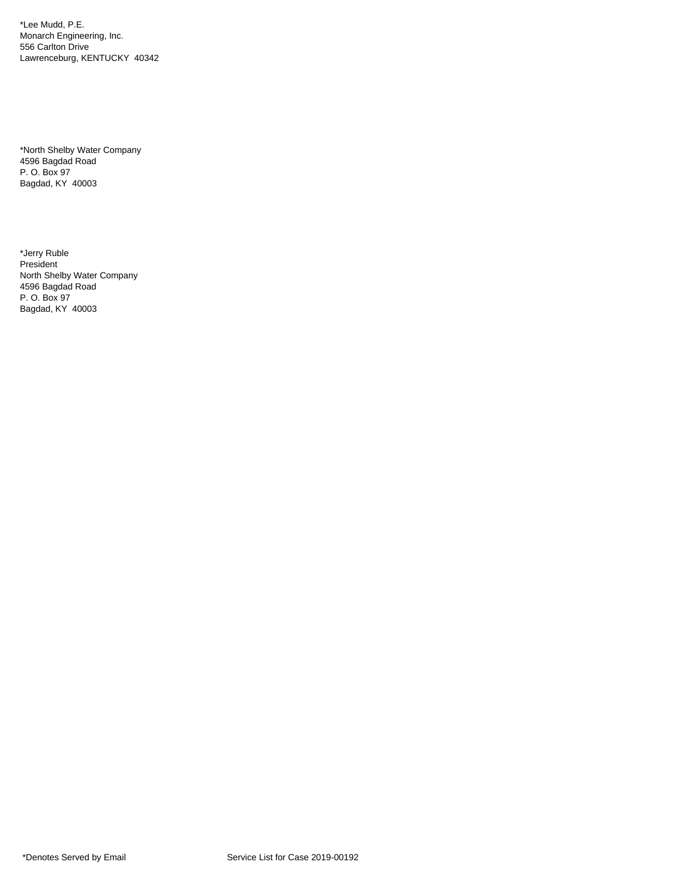*Lee Mudd, P.E.
Monarch Engineering, Inc.
556 Carlton Drive
Lawrenceburg, KENTUCKY 40342

*North Shelby Water Company
4596 Bagdad Road
P. O. Box 97
Bagdad, KY 40003

*Jerry Ruble
President
North Shelby Water Company
4596 Bagdad Road
P. O. Box 97
Bagdad, KY 40003

*Denotes Served by Email

Service List for Case 2019-00192